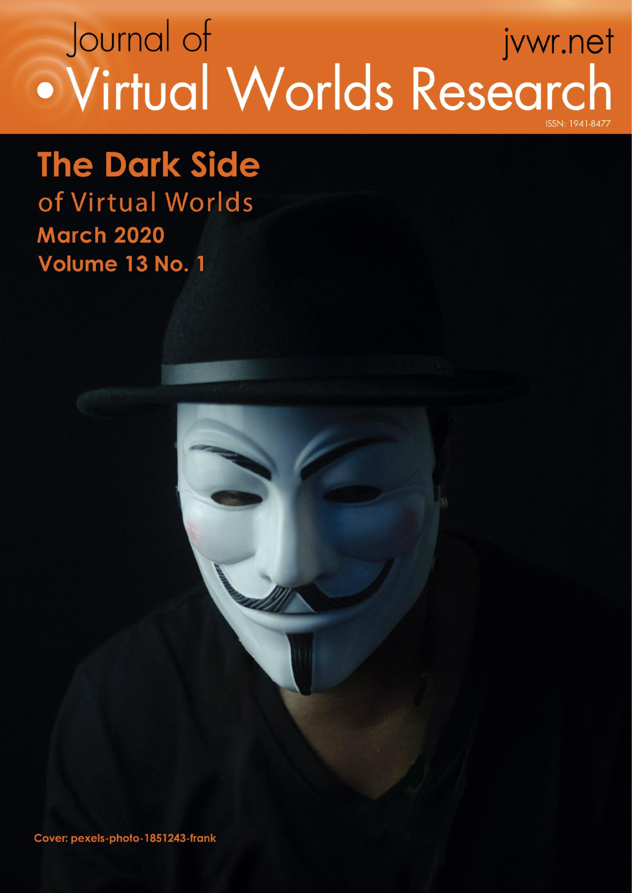# Journal of Virtual Worlds Research

jvwr.net

ISSN: 1941-8477

## The Dark Side

of Virtual Worlds

**March 2020**

**Volume 13 No. 1**

Cover: pexels-photo-1851243-frank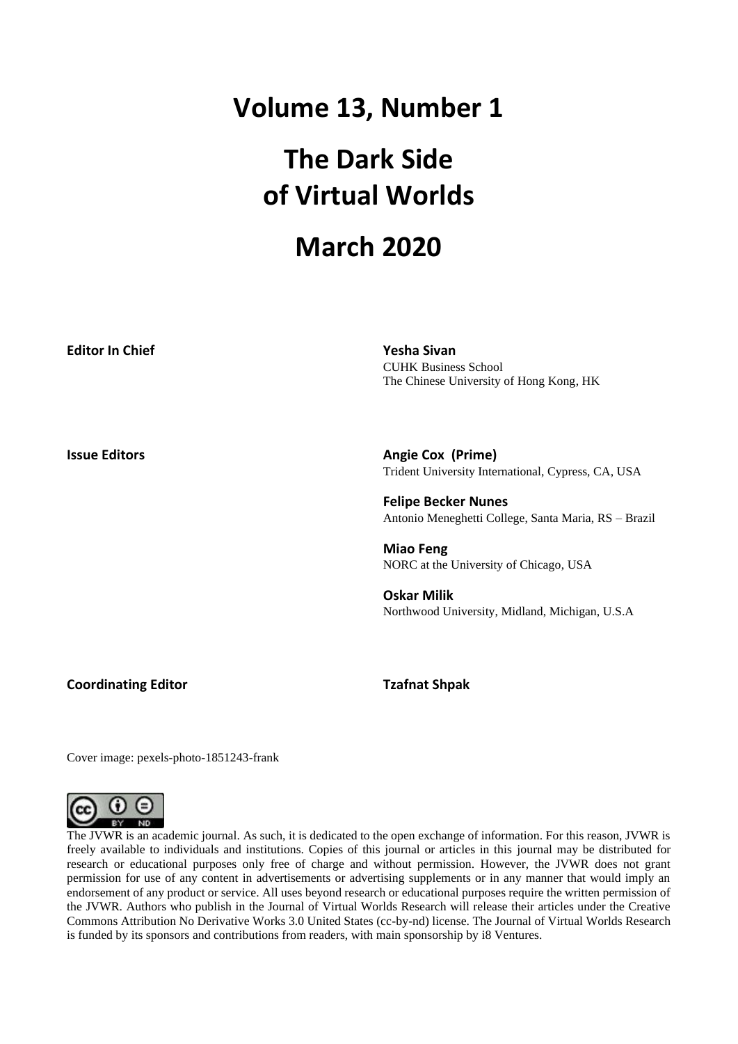# Volume 13, Number 1

# The Dark Side of Virtual Worlds

# March 2020

**Editor In Chief**

**Yesha Sivan**
CUHK Business School
The Chinese University of Hong Kong, HK

**Issue Editors**

**Angie Cox (Prime)**
Trident University International, Cypress, CA, USA

**Felipe Becker Nunes**
Antonio Meneghetti College, Santa Maria, RS – Brazil

**Miao Feng**
NORC at the University of Chicago, USA

**Oskar Milik**
Northwood University, Midland, Michigan, U.S.A

**Coordinating Editor**

**Tzafnat Shpak**

Cover image: pexels-photo-1851243-frank

The JVWR is an academic journal. As such, it is dedicated to the open exchange of information. For this reason, JVWR is freely available to individuals and institutions. Copies of this journal or articles in this journal may be distributed for research or educational purposes only free of charge and without permission. However, the JVWR does not grant permission for use of any content in advertisements or advertising supplements or in any manner that would imply an endorsement of any product or service. All uses beyond research or educational purposes require the written permission of the JVWR. Authors who publish in the Journal of Virtual Worlds Research will release their articles under the Creative Commons Attribution No Derivative Works 3.0 United States (cc-by-nd) license. The Journal of Virtual Worlds Research is funded by its sponsors and contributions from readers, with main sponsorship by i8 Ventures.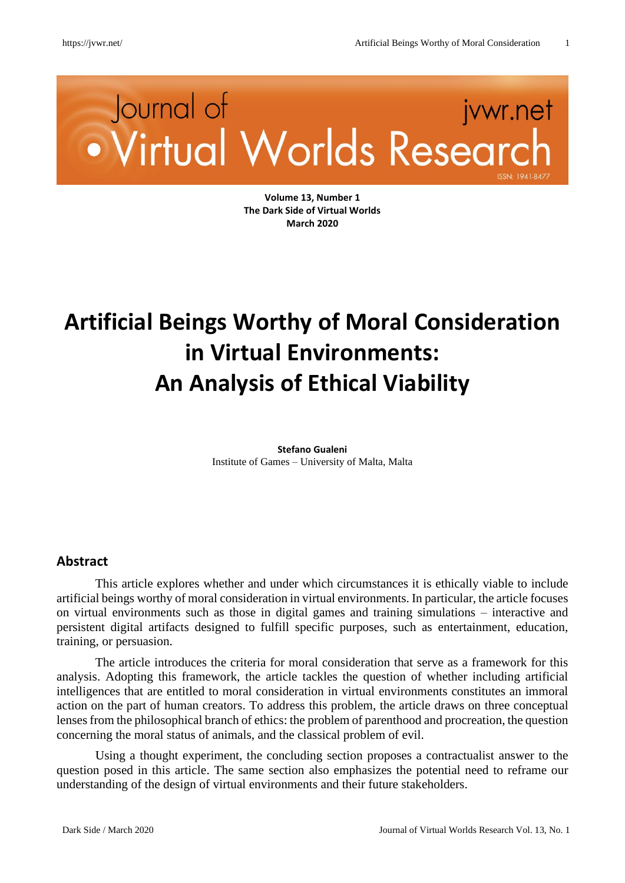Volume 13, Number 1
The Dark Side of Virtual Worlds
March 2020

# Artificial Beings Worthy of Moral Consideration in Virtual Environments: An Analysis of Ethical Viability

**Stefano Gualeni**
Institute of Games – University of Malta, Malta

## Abstract

This article explores whether and under which circumstances it is ethically viable to include artificial beings worthy of moral consideration in virtual environments. In particular, the article focuses on virtual environments such as those in digital games and training simulations – interactive and persistent digital artifacts designed to fulfill specific purposes, such as entertainment, education, training, or persuasion.

The article introduces the criteria for moral consideration that serve as a framework for this analysis. Adopting this framework, the article tackles the question of whether including artificial intelligences that are entitled to moral consideration in virtual environments constitutes an immoral action on the part of human creators. To address this problem, the article draws on three conceptual lenses from the philosophical branch of ethics: the problem of parenthood and procreation, the question concerning the moral status of animals, and the classical problem of evil.

Using a thought experiment, the concluding section proposes a contractualist answer to the question posed in this article. The same section also emphasizes the potential need to reframe our understanding of the design of virtual environments and their future stakeholders.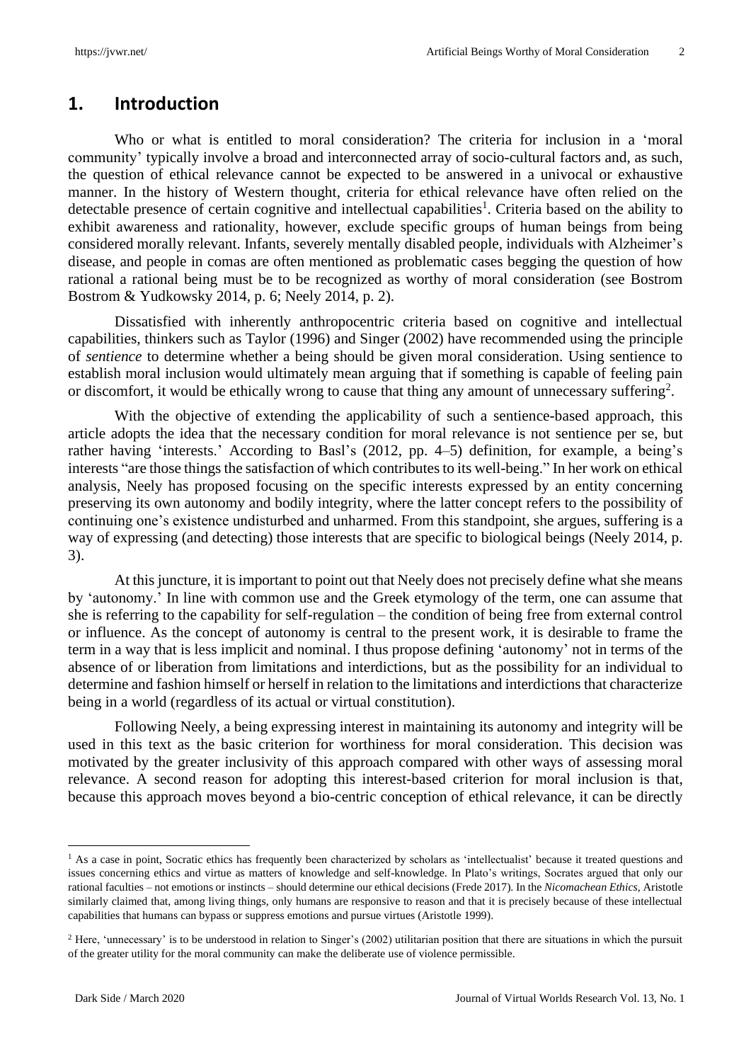## 1. Introduction

Who or what is entitled to moral consideration? The criteria for inclusion in a 'moral community' typically involve a broad and interconnected array of socio-cultural factors and, as such, the question of ethical relevance cannot be expected to be answered in a univocal or exhaustive manner. In the history of Western thought, criteria for ethical relevance have often relied on the detectable presence of certain cognitive and intellectual capabilities[1]. Criteria based on the ability to exhibit awareness and rationality, however, exclude specific groups of human beings from being considered morally relevant. Infants, severely mentally disabled people, individuals with Alzheimer's disease, and people in comas are often mentioned as problematic cases begging the question of how rational a rational being must be to be recognized as worthy of moral consideration (see Bostrom Bostrom & Yudkowsky 2014, p. 6; Neely 2014, p. 2).

Dissatisfied with inherently anthropocentric criteria based on cognitive and intellectual capabilities, thinkers such as Taylor (1996) and Singer (2002) have recommended using the principle of *sentience* to determine whether a being should be given moral consideration. Using sentience to establish moral inclusion would ultimately mean arguing that if something is capable of feeling pain or discomfort, it would be ethically wrong to cause that thing any amount of unnecessary suffering[2].

With the objective of extending the applicability of such a sentience-based approach, this article adopts the idea that the necessary condition for moral relevance is not sentience per se, but rather having 'interests.' According to Basl's (2012, pp. 4–5) definition, for example, a being's interests "are those things the satisfaction of which contributes to its well-being." In her work on ethical analysis, Neely has proposed focusing on the specific interests expressed by an entity concerning preserving its own autonomy and bodily integrity, where the latter concept refers to the possibility of continuing one's existence undisturbed and unharmed. From this standpoint, she argues, suffering is a way of expressing (and detecting) those interests that are specific to biological beings (Neely 2014, p. 3).

At this juncture, it is important to point out that Neely does not precisely define what she means by 'autonomy.' In line with common use and the Greek etymology of the term, one can assume that she is referring to the capability for self-regulation – the condition of being free from external control or influence. As the concept of autonomy is central to the present work, it is desirable to frame the term in a way that is less implicit and nominal. I thus propose defining 'autonomy' not in terms of the absence of or liberation from limitations and interdictions, but as the possibility for an individual to determine and fashion himself or herself in relation to the limitations and interdictions that characterize being in a world (regardless of its actual or virtual constitution).

Following Neely, a being expressing interest in maintaining its autonomy and integrity will be used in this text as the basic criterion for worthiness for moral consideration. This decision was motivated by the greater inclusivity of this approach compared with other ways of assessing moral relevance. A second reason for adopting this interest-based criterion for moral inclusion is that, because this approach moves beyond a bio-centric conception of ethical relevance, it can be directly

[1] As a case in point, Socratic ethics has frequently been characterized by scholars as 'intellectualist' because it treated questions and issues concerning ethics and virtue as matters of knowledge and self-knowledge. In Plato's writings, Socrates argued that only our rational faculties – not emotions or instincts – should determine our ethical decisions (Frede 2017). In the *Nicomachean Ethics*, Aristotle similarly claimed that, among living things, only humans are responsive to reason and that it is precisely because of these intellectual capabilities that humans can bypass or suppress emotions and pursue virtues (Aristotle 1999).

[2] Here, 'unnecessary' is to be understood in relation to Singer's (2002) utilitarian position that there are situations in which the pursuit of the greater utility for the moral community can make the deliberate use of violence permissible.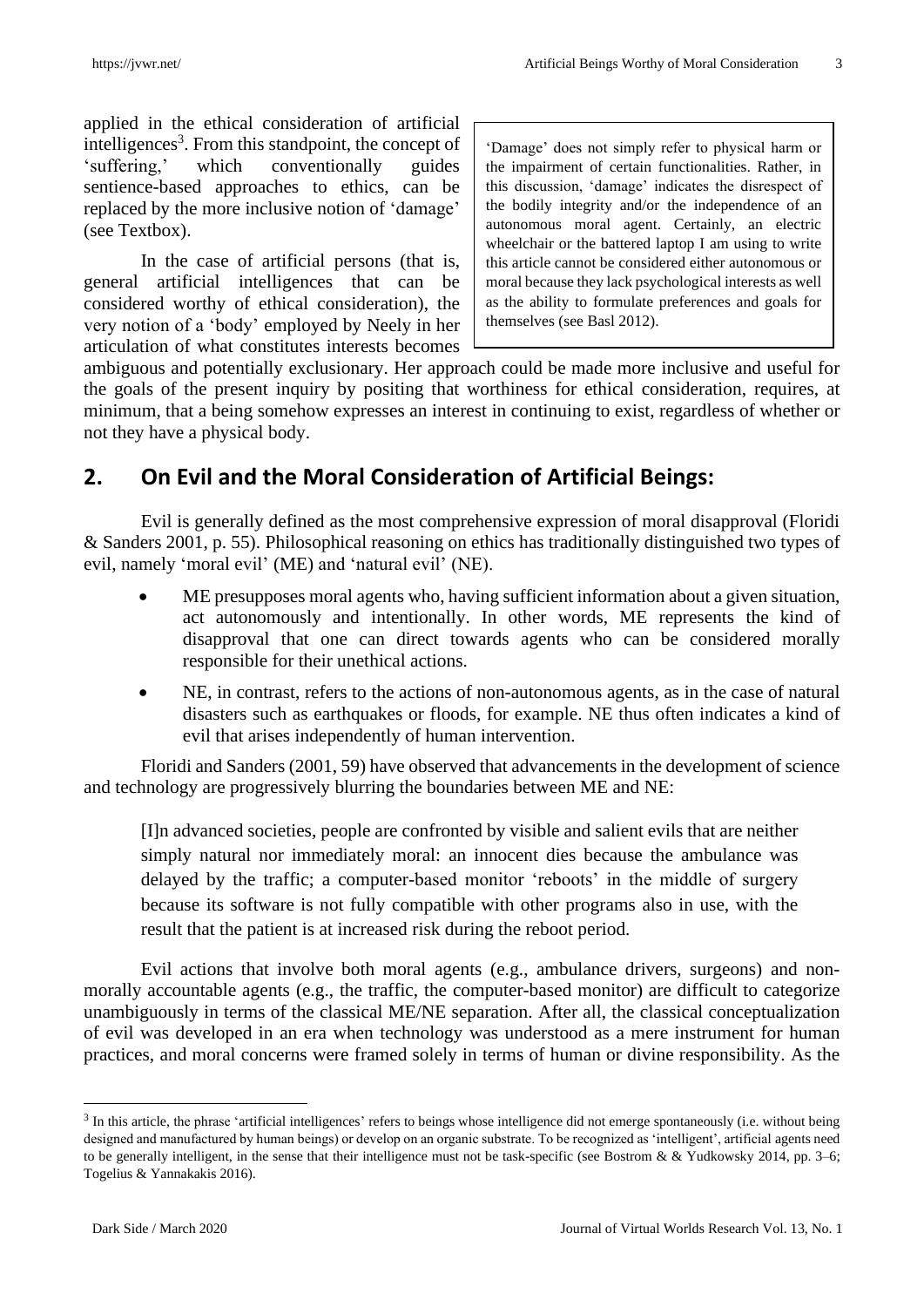applied in the ethical consideration of artificial intelligences[3]. From this standpoint, the concept of 'suffering,' which conventionally guides sentience-based approaches to ethics, can be replaced by the more inclusive notion of 'damage' (see Textbox).

> 'Damage' does not simply refer to physical harm or the impairment of certain functionalities. Rather, in this discussion, 'damage' indicates the disrespect of the bodily integrity and/or the independence of an autonomous moral agent. Certainly, an electric wheelchair or the battered laptop I am using to write this article cannot be considered either autonomous or moral because they lack psychological interests as well as the ability to formulate preferences and goals for themselves (see Basl 2012).

In the case of artificial persons (that is, general artificial intelligences that can be considered worthy of ethical consideration), the very notion of a 'body' employed by Neely in her articulation of what constitutes interests becomes ambiguous and potentially exclusionary. Her approach could be made more inclusive and useful for the goals of the present inquiry by positing that worthiness for ethical consideration, requires, at minimum, that a being somehow expresses an interest in continuing to exist, regardless of whether or not they have a physical body.

## 2. On Evil and the Moral Consideration of Artificial Beings:

Evil is generally defined as the most comprehensive expression of moral disapproval (Floridi & Sanders 2001, p. 55). Philosophical reasoning on ethics has traditionally distinguished two types of evil, namely 'moral evil' (ME) and 'natural evil' (NE).

- ME presupposes moral agents who, having sufficient information about a given situation, act autonomously and intentionally. In other words, ME represents the kind of disapproval that one can direct towards agents who can be considered morally responsible for their unethical actions.
- NE, in contrast, refers to the actions of non-autonomous agents, as in the case of natural disasters such as earthquakes or floods, for example. NE thus often indicates a kind of evil that arises independently of human intervention.

Floridi and Sanders (2001, 59) have observed that advancements in the development of science and technology are progressively blurring the boundaries between ME and NE:

> [I]n advanced societies, people are confronted by visible and salient evils that are neither simply natural nor immediately moral: an innocent dies because the ambulance was delayed by the traffic; a computer-based monitor 'reboots' in the middle of surgery because its software is not fully compatible with other programs also in use, with the result that the patient is at increased risk during the reboot period.

Evil actions that involve both moral agents (e.g., ambulance drivers, surgeons) and non-morally accountable agents (e.g., the traffic, the computer-based monitor) are difficult to categorize unambiguously in terms of the classical ME/NE separation. After all, the classical conceptualization of evil was developed in an era when technology was understood as a mere instrument for human practices, and moral concerns were framed solely in terms of human or divine responsibility. As the

[3] In this article, the phrase 'artificial intelligences' refers to beings whose intelligence did not emerge spontaneously (i.e. without being designed and manufactured by human beings) or develop on an organic substrate. To be recognized as 'intelligent', artificial agents need to be generally intelligent, in the sense that their intelligence must not be task-specific (see Bostrom & & Yudkowsky 2014, pp. 3–6; Togelius & Yannakakis 2016).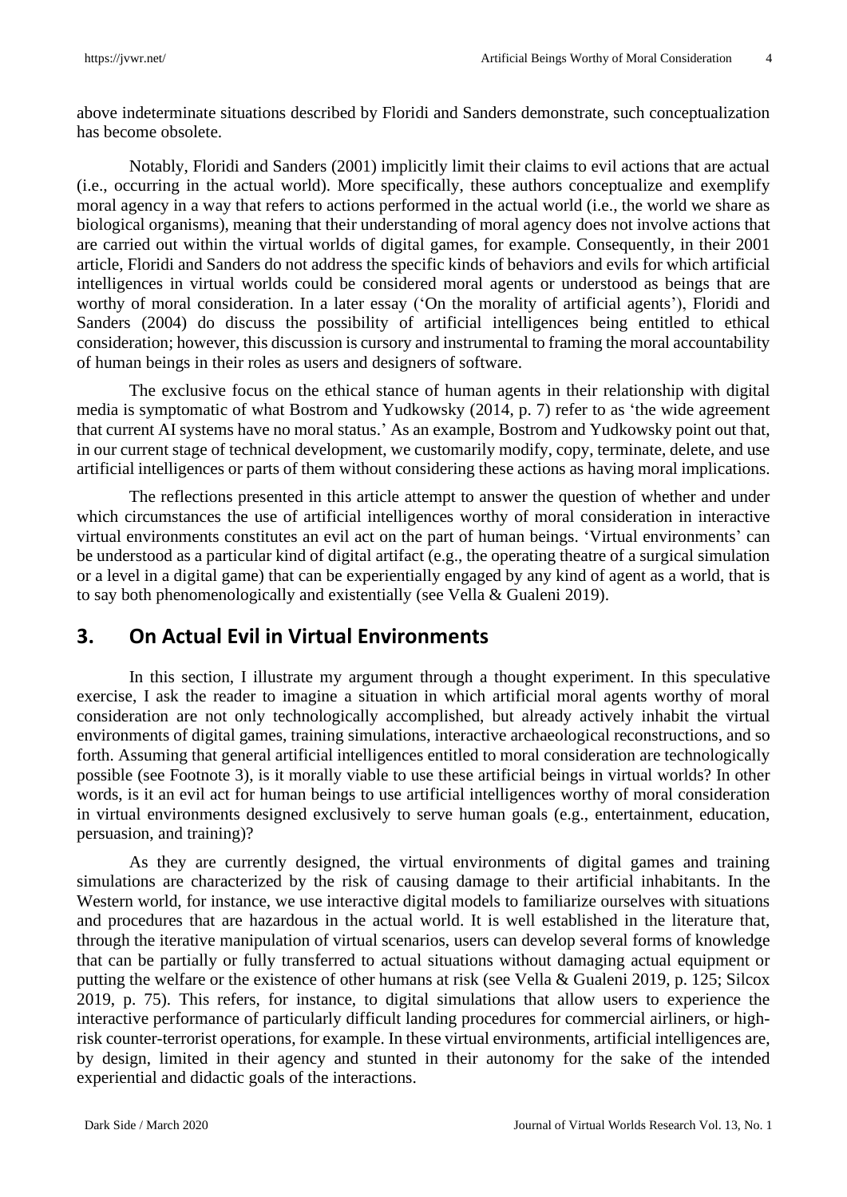above indeterminate situations described by Floridi and Sanders demonstrate, such conceptualization has become obsolete.

Notably, Floridi and Sanders (2001) implicitly limit their claims to evil actions that are actual (i.e., occurring in the actual world). More specifically, these authors conceptualize and exemplify moral agency in a way that refers to actions performed in the actual world (i.e., the world we share as biological organisms), meaning that their understanding of moral agency does not involve actions that are carried out within the virtual worlds of digital games, for example. Consequently, in their 2001 article, Floridi and Sanders do not address the specific kinds of behaviors and evils for which artificial intelligences in virtual worlds could be considered moral agents or understood as beings that are worthy of moral consideration. In a later essay ('On the morality of artificial agents'), Floridi and Sanders (2004) do discuss the possibility of artificial intelligences being entitled to ethical consideration; however, this discussion is cursory and instrumental to framing the moral accountability of human beings in their roles as users and designers of software.

The exclusive focus on the ethical stance of human agents in their relationship with digital media is symptomatic of what Bostrom and Yudkowsky (2014, p. 7) refer to as 'the wide agreement that current AI systems have no moral status.' As an example, Bostrom and Yudkowsky point out that, in our current stage of technical development, we customarily modify, copy, terminate, delete, and use artificial intelligences or parts of them without considering these actions as having moral implications.

The reflections presented in this article attempt to answer the question of whether and under which circumstances the use of artificial intelligences worthy of moral consideration in interactive virtual environments constitutes an evil act on the part of human beings. 'Virtual environments' can be understood as a particular kind of digital artifact (e.g., the operating theatre of a surgical simulation or a level in a digital game) that can be experientially engaged by any kind of agent as a world, that is to say both phenomenologically and existentially (see Vella & Gualeni 2019).

## 3. On Actual Evil in Virtual Environments

In this section, I illustrate my argument through a thought experiment. In this speculative exercise, I ask the reader to imagine a situation in which artificial moral agents worthy of moral consideration are not only technologically accomplished, but already actively inhabit the virtual environments of digital games, training simulations, interactive archaeological reconstructions, and so forth. Assuming that general artificial intelligences entitled to moral consideration are technologically possible (see Footnote 3), is it morally viable to use these artificial beings in virtual worlds? In other words, is it an evil act for human beings to use artificial intelligences worthy of moral consideration in virtual environments designed exclusively to serve human goals (e.g., entertainment, education, persuasion, and training)?

As they are currently designed, the virtual environments of digital games and training simulations are characterized by the risk of causing damage to their artificial inhabitants. In the Western world, for instance, we use interactive digital models to familiarize ourselves with situations and procedures that are hazardous in the actual world. It is well established in the literature that, through the iterative manipulation of virtual scenarios, users can develop several forms of knowledge that can be partially or fully transferred to actual situations without damaging actual equipment or putting the welfare or the existence of other humans at risk (see Vella & Gualeni 2019, p. 125; Silcox 2019, p. 75). This refers, for instance, to digital simulations that allow users to experience the interactive performance of particularly difficult landing procedures for commercial airliners, or high-risk counter-terrorist operations, for example. In these virtual environments, artificial intelligences are, by design, limited in their agency and stunted in their autonomy for the sake of the intended experiential and didactic goals of the interactions.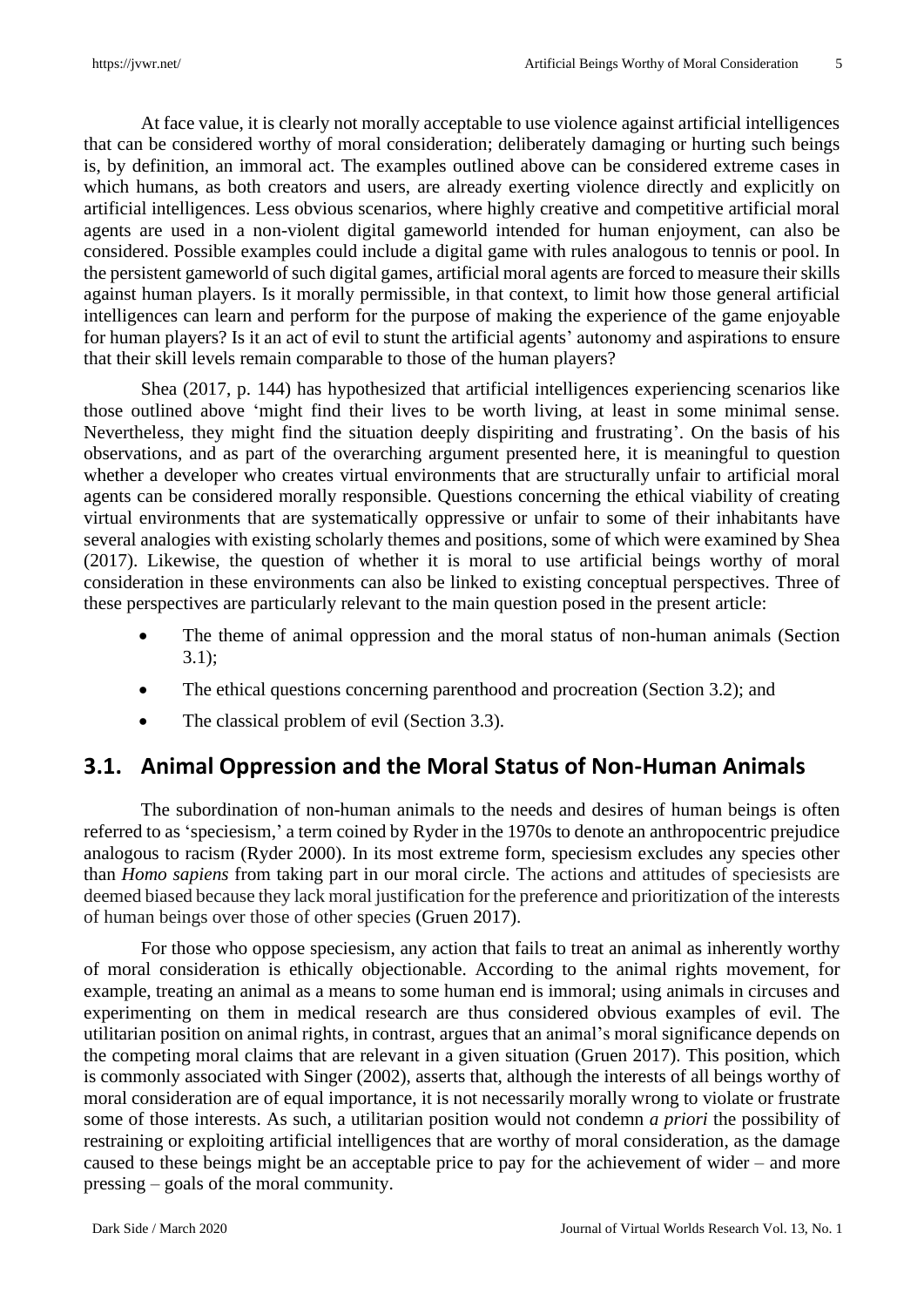At face value, it is clearly not morally acceptable to use violence against artificial intelligences that can be considered worthy of moral consideration; deliberately damaging or hurting such beings is, by definition, an immoral act. The examples outlined above can be considered extreme cases in which humans, as both creators and users, are already exerting violence directly and explicitly on artificial intelligences. Less obvious scenarios, where highly creative and competitive artificial moral agents are used in a non-violent digital gameworld intended for human enjoyment, can also be considered. Possible examples could include a digital game with rules analogous to tennis or pool. In the persistent gameworld of such digital games, artificial moral agents are forced to measure their skills against human players. Is it morally permissible, in that context, to limit how those general artificial intelligences can learn and perform for the purpose of making the experience of the game enjoyable for human players? Is it an act of evil to stunt the artificial agents' autonomy and aspirations to ensure that their skill levels remain comparable to those of the human players?

Shea (2017, p. 144) has hypothesized that artificial intelligences experiencing scenarios like those outlined above 'might find their lives to be worth living, at least in some minimal sense. Nevertheless, they might find the situation deeply dispiriting and frustrating'. On the basis of his observations, and as part of the overarching argument presented here, it is meaningful to question whether a developer who creates virtual environments that are structurally unfair to artificial moral agents can be considered morally responsible. Questions concerning the ethical viability of creating virtual environments that are systematically oppressive or unfair to some of their inhabitants have several analogies with existing scholarly themes and positions, some of which were examined by Shea (2017). Likewise, the question of whether it is moral to use artificial beings worthy of moral consideration in these environments can also be linked to existing conceptual perspectives. Three of these perspectives are particularly relevant to the main question posed in the present article:

- The theme of animal oppression and the moral status of non-human animals (Section 3.1);
- The ethical questions concerning parenthood and procreation (Section 3.2); and
- The classical problem of evil (Section 3.3).

## 3.1. Animal Oppression and the Moral Status of Non-Human Animals

The subordination of non-human animals to the needs and desires of human beings is often referred to as 'speciesism,' a term coined by Ryder in the 1970s to denote an anthropocentric prejudice analogous to racism (Ryder 2000). In its most extreme form, speciesism excludes any species other than *Homo sapiens* from taking part in our moral circle. The actions and attitudes of speciesists are deemed biased because they lack moral justification for the preference and prioritization of the interests of human beings over those of other species (Gruen 2017).

For those who oppose speciesism, any action that fails to treat an animal as inherently worthy of moral consideration is ethically objectionable. According to the animal rights movement, for example, treating an animal as a means to some human end is immoral; using animals in circuses and experimenting on them in medical research are thus considered obvious examples of evil. The utilitarian position on animal rights, in contrast, argues that an animal's moral significance depends on the competing moral claims that are relevant in a given situation (Gruen 2017). This position, which is commonly associated with Singer (2002), asserts that, although the interests of all beings worthy of moral consideration are of equal importance, it is not necessarily morally wrong to violate or frustrate some of those interests. As such, a utilitarian position would not condemn *a priori* the possibility of restraining or exploiting artificial intelligences that are worthy of moral consideration, as the damage caused to these beings might be an acceptable price to pay for the achievement of wider – and more pressing – goals of the moral community.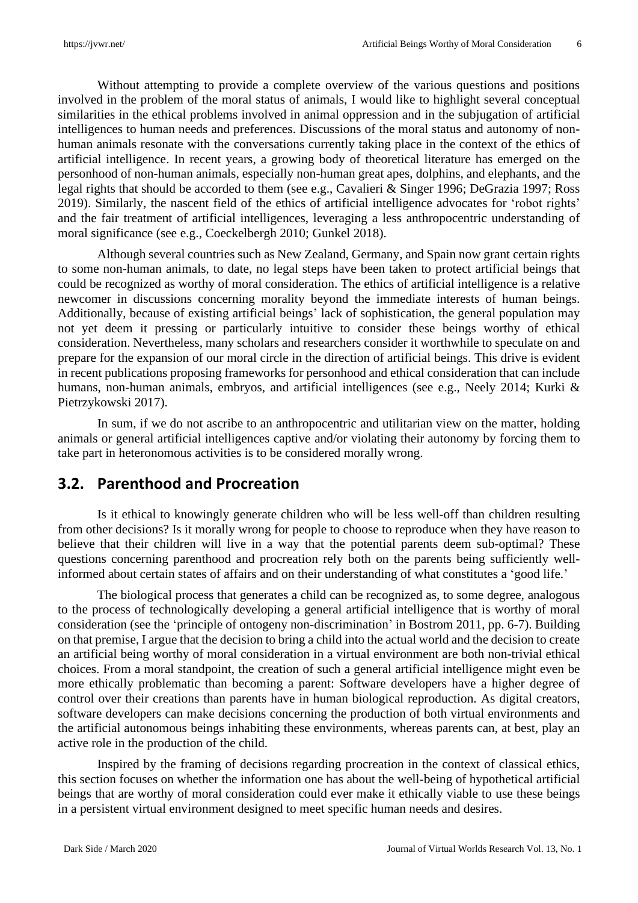Without attempting to provide a complete overview of the various questions and positions involved in the problem of the moral status of animals, I would like to highlight several conceptual similarities in the ethical problems involved in animal oppression and in the subjugation of artificial intelligences to human needs and preferences. Discussions of the moral status and autonomy of non-human animals resonate with the conversations currently taking place in the context of the ethics of artificial intelligence. In recent years, a growing body of theoretical literature has emerged on the personhood of non-human animals, especially non-human great apes, dolphins, and elephants, and the legal rights that should be accorded to them (see e.g., Cavalieri & Singer 1996; DeGrazia 1997; Ross 2019). Similarly, the nascent field of the ethics of artificial intelligence advocates for 'robot rights' and the fair treatment of artificial intelligences, leveraging a less anthropocentric understanding of moral significance (see e.g., Coeckelbergh 2010; Gunkel 2018).

Although several countries such as New Zealand, Germany, and Spain now grant certain rights to some non-human animals, to date, no legal steps have been taken to protect artificial beings that could be recognized as worthy of moral consideration. The ethics of artificial intelligence is a relative newcomer in discussions concerning morality beyond the immediate interests of human beings. Additionally, because of existing artificial beings' lack of sophistication, the general population may not yet deem it pressing or particularly intuitive to consider these beings worthy of ethical consideration. Nevertheless, many scholars and researchers consider it worthwhile to speculate on and prepare for the expansion of our moral circle in the direction of artificial beings. This drive is evident in recent publications proposing frameworks for personhood and ethical consideration that can include humans, non-human animals, embryos, and artificial intelligences (see e.g., Neely 2014; Kurki & Pietrzykowski 2017).

In sum, if we do not ascribe to an anthropocentric and utilitarian view on the matter, holding animals or general artificial intelligences captive and/or violating their autonomy by forcing them to take part in heteronomous activities is to be considered morally wrong.

## 3.2. Parenthood and Procreation

Is it ethical to knowingly generate children who will be less well-off than children resulting from other decisions? Is it morally wrong for people to choose to reproduce when they have reason to believe that their children will live in a way that the potential parents deem sub-optimal? These questions concerning parenthood and procreation rely both on the parents being sufficiently well-informed about certain states of affairs and on their understanding of what constitutes a 'good life.'

The biological process that generates a child can be recognized as, to some degree, analogous to the process of technologically developing a general artificial intelligence that is worthy of moral consideration (see the 'principle of ontogeny non-discrimination' in Bostrom 2011, pp. 6-7). Building on that premise, I argue that the decision to bring a child into the actual world and the decision to create an artificial being worthy of moral consideration in a virtual environment are both non-trivial ethical choices. From a moral standpoint, the creation of such a general artificial intelligence might even be more ethically problematic than becoming a parent: Software developers have a higher degree of control over their creations than parents have in human biological reproduction. As digital creators, software developers can make decisions concerning the production of both virtual environments and the artificial autonomous beings inhabiting these environments, whereas parents can, at best, play an active role in the production of the child.

Inspired by the framing of decisions regarding procreation in the context of classical ethics, this section focuses on whether the information one has about the well-being of hypothetical artificial beings that are worthy of moral consideration could ever make it ethically viable to use these beings in a persistent virtual environment designed to meet specific human needs and desires.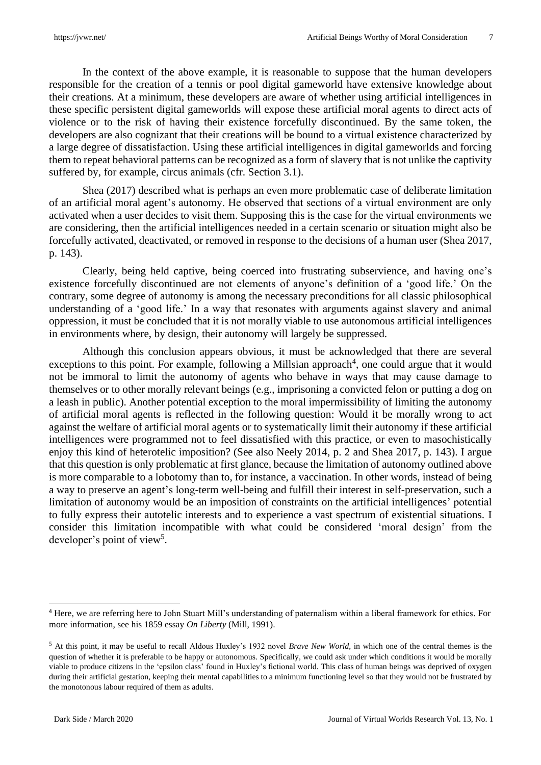In the context of the above example, it is reasonable to suppose that the human developers responsible for the creation of a tennis or pool digital gameworld have extensive knowledge about their creations. At a minimum, these developers are aware of whether using artificial intelligences in these specific persistent digital gameworlds will expose these artificial moral agents to direct acts of violence or to the risk of having their existence forcefully discontinued. By the same token, the developers are also cognizant that their creations will be bound to a virtual existence characterized by a large degree of dissatisfaction. Using these artificial intelligences in digital gameworlds and forcing them to repeat behavioral patterns can be recognized as a form of slavery that is not unlike the captivity suffered by, for example, circus animals (cfr. Section 3.1).

Shea (2017) described what is perhaps an even more problematic case of deliberate limitation of an artificial moral agent's autonomy. He observed that sections of a virtual environment are only activated when a user decides to visit them. Supposing this is the case for the virtual environments we are considering, then the artificial intelligences needed in a certain scenario or situation might also be forcefully activated, deactivated, or removed in response to the decisions of a human user (Shea 2017, p. 143).

Clearly, being held captive, being coerced into frustrating subservience, and having one's existence forcefully discontinued are not elements of anyone's definition of a 'good life.' On the contrary, some degree of autonomy is among the necessary preconditions for all classic philosophical understanding of a 'good life.' In a way that resonates with arguments against slavery and animal oppression, it must be concluded that it is not morally viable to use autonomous artificial intelligences in environments where, by design, their autonomy will largely be suppressed.

Although this conclusion appears obvious, it must be acknowledged that there are several exceptions to this point. For example, following a Millsian approach[4], one could argue that it would not be immoral to limit the autonomy of agents who behave in ways that may cause damage to themselves or to other morally relevant beings (e.g., imprisoning a convicted felon or putting a dog on a leash in public). Another potential exception to the moral impermissibility of limiting the autonomy of artificial moral agents is reflected in the following question: Would it be morally wrong to act against the welfare of artificial moral agents or to systematically limit their autonomy if these artificial intelligences were programmed not to feel dissatisfied with this practice, or even to masochistically enjoy this kind of heterotelic imposition? (See also Neely 2014, p. 2 and Shea 2017, p. 143). I argue that this question is only problematic at first glance, because the limitation of autonomy outlined above is more comparable to a lobotomy than to, for instance, a vaccination. In other words, instead of being a way to preserve an agent's long-term well-being and fulfill their interest in self-preservation, such a limitation of autonomy would be an imposition of constraints on the artificial intelligences' potential to fully express their autotelic interests and to experience a vast spectrum of existential situations. I consider this limitation incompatible with what could be considered 'moral design' from the developer's point of view[5].

---

[4] Here, we are referring here to John Stuart Mill's understanding of paternalism within a liberal framework for ethics. For more information, see his 1859 essay *On Liberty* (Mill, 1991).

[5] At this point, it may be useful to recall Aldous Huxley's 1932 novel *Brave New World*, in which one of the central themes is the question of whether it is preferable to be happy or autonomous. Specifically, we could ask under which conditions it would be morally viable to produce citizens in the 'epsilon class' found in Huxley's fictional world. This class of human beings was deprived of oxygen during their artificial gestation, keeping their mental capabilities to a minimum functioning level so that they would not be frustrated by the monotonous labour required of them as adults.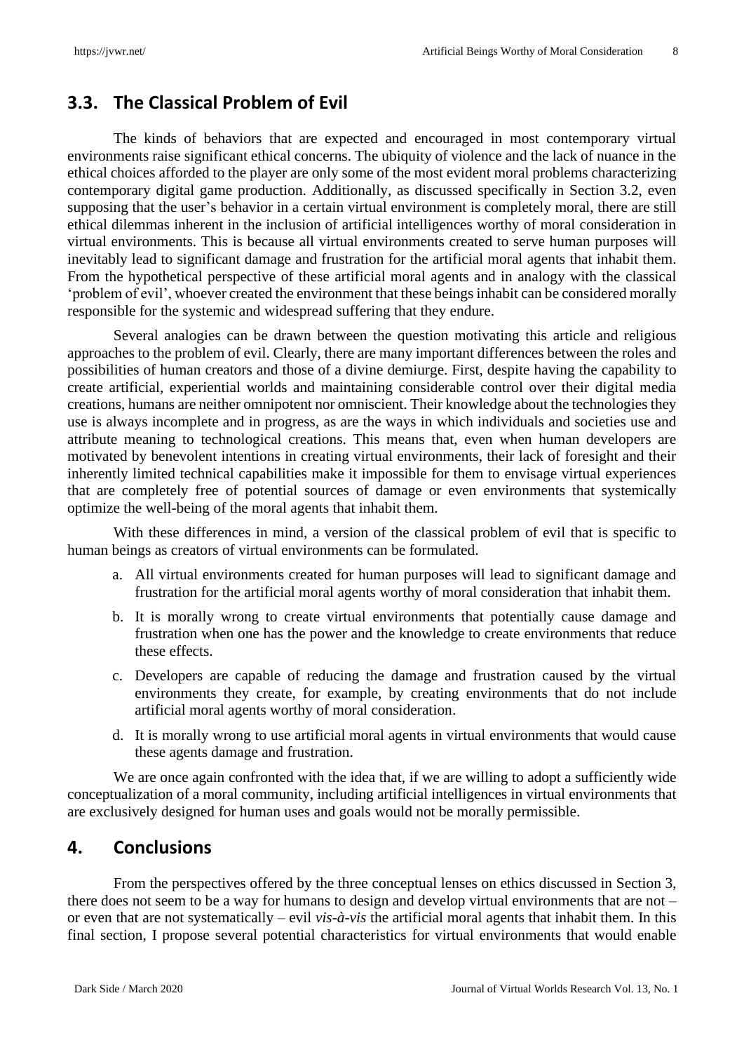## 3.3. The Classical Problem of Evil

The kinds of behaviors that are expected and encouraged in most contemporary virtual environments raise significant ethical concerns. The ubiquity of violence and the lack of nuance in the ethical choices afforded to the player are only some of the most evident moral problems characterizing contemporary digital game production. Additionally, as discussed specifically in Section 3.2, even supposing that the user's behavior in a certain virtual environment is completely moral, there are still ethical dilemmas inherent in the inclusion of artificial intelligences worthy of moral consideration in virtual environments. This is because all virtual environments created to serve human purposes will inevitably lead to significant damage and frustration for the artificial moral agents that inhabit them. From the hypothetical perspective of these artificial moral agents and in analogy with the classical 'problem of evil', whoever created the environment that these beings inhabit can be considered morally responsible for the systemic and widespread suffering that they endure.

Several analogies can be drawn between the question motivating this article and religious approaches to the problem of evil. Clearly, there are many important differences between the roles and possibilities of human creators and those of a divine demiurge. First, despite having the capability to create artificial, experiential worlds and maintaining considerable control over their digital media creations, humans are neither omnipotent nor omniscient. Their knowledge about the technologies they use is always incomplete and in progress, as are the ways in which individuals and societies use and attribute meaning to technological creations. This means that, even when human developers are motivated by benevolent intentions in creating virtual environments, their lack of foresight and their inherently limited technical capabilities make it impossible for them to envisage virtual experiences that are completely free of potential sources of damage or even environments that systemically optimize the well-being of the moral agents that inhabit them.

With these differences in mind, a version of the classical problem of evil that is specific to human beings as creators of virtual environments can be formulated.

a. All virtual environments created for human purposes will lead to significant damage and frustration for the artificial moral agents worthy of moral consideration that inhabit them.
b. It is morally wrong to create virtual environments that potentially cause damage and frustration when one has the power and the knowledge to create environments that reduce these effects.
c. Developers are capable of reducing the damage and frustration caused by the virtual environments they create, for example, by creating environments that do not include artificial moral agents worthy of moral consideration.
d. It is morally wrong to use artificial moral agents in virtual environments that would cause these agents damage and frustration.

We are once again confronted with the idea that, if we are willing to adopt a sufficiently wide conceptualization of a moral community, including artificial intelligences in virtual environments that are exclusively designed for human uses and goals would not be morally permissible.

# 4. Conclusions

From the perspectives offered by the three conceptual lenses on ethics discussed in Section 3, there does not seem to be a way for humans to design and develop virtual environments that are not – or even that are not systematically – evil *vis-à-vis* the artificial moral agents that inhabit them. In this final section, I propose several potential characteristics for virtual environments that would enable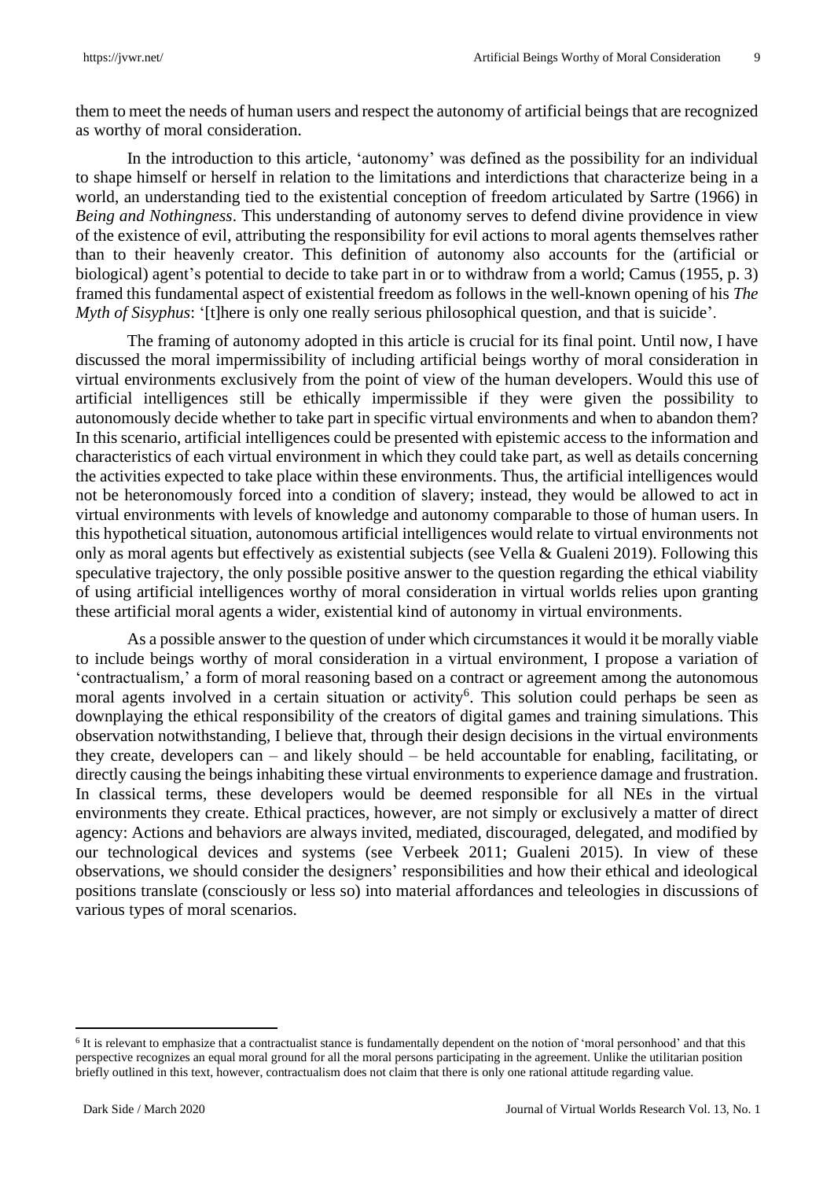them to meet the needs of human users and respect the autonomy of artificial beings that are recognized as worthy of moral consideration.

In the introduction to this article, 'autonomy' was defined as the possibility for an individual to shape himself or herself in relation to the limitations and interdictions that characterize being in a world, an understanding tied to the existential conception of freedom articulated by Sartre (1966) in *Being and Nothingness*. This understanding of autonomy serves to defend divine providence in view of the existence of evil, attributing the responsibility for evil actions to moral agents themselves rather than to their heavenly creator. This definition of autonomy also accounts for the (artificial or biological) agent's potential to decide to take part in or to withdraw from a world; Camus (1955, p. 3) framed this fundamental aspect of existential freedom as follows in the well-known opening of his *The Myth of Sisyphus*: '[t]here is only one really serious philosophical question, and that is suicide'.

The framing of autonomy adopted in this article is crucial for its final point. Until now, I have discussed the moral impermissibility of including artificial beings worthy of moral consideration in virtual environments exclusively from the point of view of the human developers. Would this use of artificial intelligences still be ethically impermissible if they were given the possibility to autonomously decide whether to take part in specific virtual environments and when to abandon them? In this scenario, artificial intelligences could be presented with epistemic access to the information and characteristics of each virtual environment in which they could take part, as well as details concerning the activities expected to take place within these environments. Thus, the artificial intelligences would not be heteronomously forced into a condition of slavery; instead, they would be allowed to act in virtual environments with levels of knowledge and autonomy comparable to those of human users. In this hypothetical situation, autonomous artificial intelligences would relate to virtual environments not only as moral agents but effectively as existential subjects (see Vella & Gualeni 2019). Following this speculative trajectory, the only possible positive answer to the question regarding the ethical viability of using artificial intelligences worthy of moral consideration in virtual worlds relies upon granting these artificial moral agents a wider, existential kind of autonomy in virtual environments.

As a possible answer to the question of under which circumstances it would it be morally viable to include beings worthy of moral consideration in a virtual environment, I propose a variation of 'contractualism,' a form of moral reasoning based on a contract or agreement among the autonomous moral agents involved in a certain situation or activity[6]. This solution could perhaps be seen as downplaying the ethical responsibility of the creators of digital games and training simulations. This observation notwithstanding, I believe that, through their design decisions in the virtual environments they create, developers can – and likely should – be held accountable for enabling, facilitating, or directly causing the beings inhabiting these virtual environments to experience damage and frustration. In classical terms, these developers would be deemed responsible for all NEs in the virtual environments they create. Ethical practices, however, are not simply or exclusively a matter of direct agency: Actions and behaviors are always invited, mediated, discouraged, delegated, and modified by our technological devices and systems (see Verbeek 2011; Gualeni 2015). In view of these observations, we should consider the designers' responsibilities and how their ethical and ideological positions translate (consciously or less so) into material affordances and teleologies in discussions of various types of moral scenarios.

---

[6] It is relevant to emphasize that a contractualist stance is fundamentally dependent on the notion of 'moral personhood' and that this perspective recognizes an equal moral ground for all the moral persons participating in the agreement. Unlike the utilitarian position briefly outlined in this text, however, contractualism does not claim that there is only one rational attitude regarding value.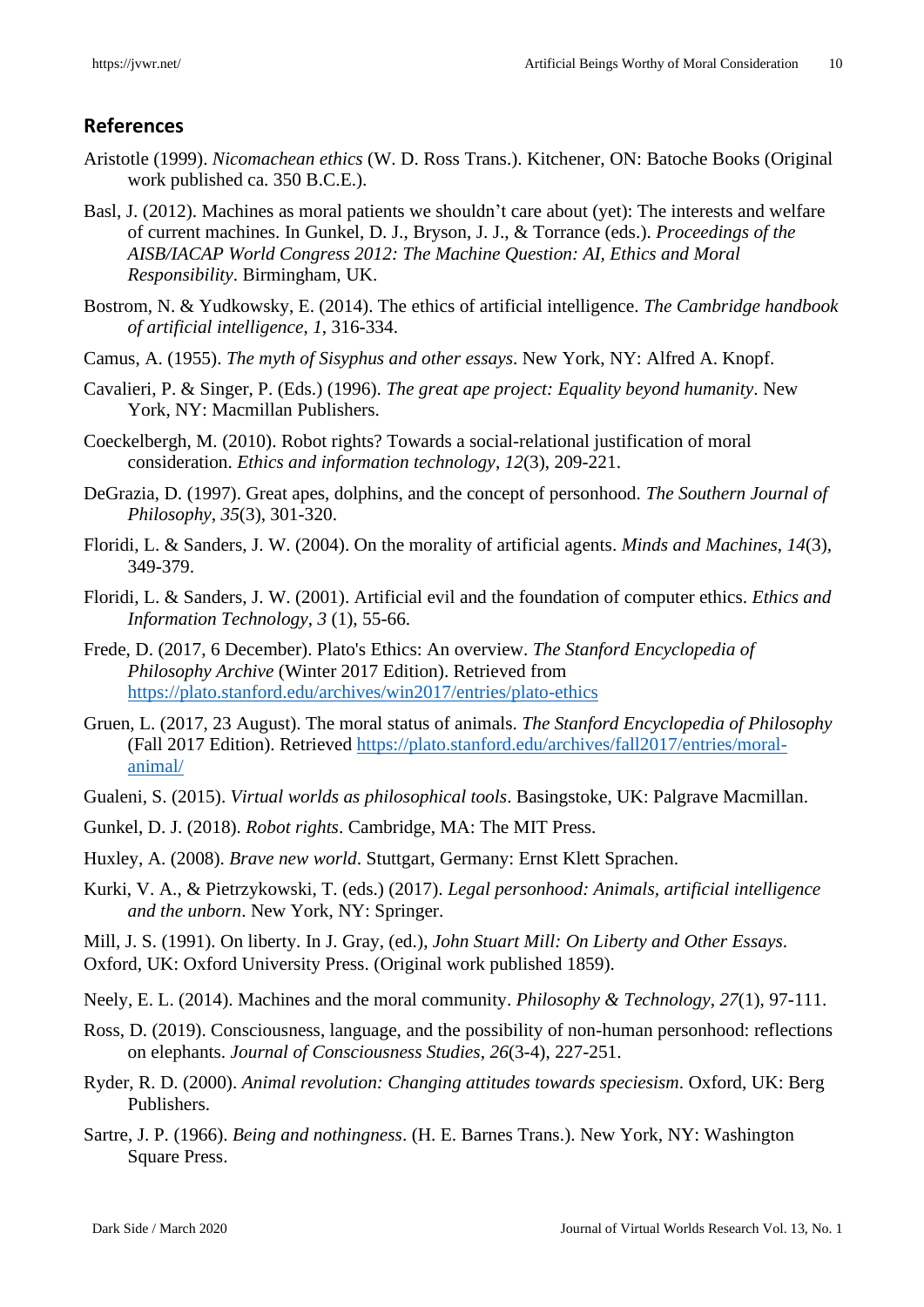## References

Aristotle (1999). *Nicomachean ethics* (W. D. Ross Trans.). Kitchener, ON: Batoche Books (Original work published ca. 350 B.C.E.).

Basl, J. (2012). Machines as moral patients we shouldn't care about (yet): The interests and welfare of current machines. In Gunkel, D. J., Bryson, J. J., & Torrance (eds.). *Proceedings of the AISB/IACAP World Congress 2012: The Machine Question: AI, Ethics and Moral Responsibility*. Birmingham, UK.

Bostrom, N. & Yudkowsky, E. (2014). The ethics of artificial intelligence. *The Cambridge handbook of artificial intelligence*, *1*, 316-334.

Camus, A. (1955). *The myth of Sisyphus and other essays*. New York, NY: Alfred A. Knopf.

Cavalieri, P. & Singer, P. (Eds.) (1996). *The great ape project: Equality beyond humanity*. New York, NY: Macmillan Publishers.

Coeckelbergh, M. (2010). Robot rights? Towards a social-relational justification of moral consideration. *Ethics and information technology*, *12*(3), 209-221.

DeGrazia, D. (1997). Great apes, dolphins, and the concept of personhood. *The Southern Journal of Philosophy*, *35*(3), 301-320.

Floridi, L. & Sanders, J. W. (2004). On the morality of artificial agents. *Minds and Machines*, *14*(3), 349-379.

Floridi, L. & Sanders, J. W. (2001). Artificial evil and the foundation of computer ethics. *Ethics and Information Technology*, *3* (1), 55-66.

Frede, D. (2017, 6 December). Plato's Ethics: An overview. *The Stanford Encyclopedia of Philosophy Archive* (Winter 2017 Edition). Retrieved from https://plato.stanford.edu/archives/win2017/entries/plato-ethics

Gruen, L. (2017, 23 August). The moral status of animals. *The Stanford Encyclopedia of Philosophy* (Fall 2017 Edition). Retrieved https://plato.stanford.edu/archives/fall2017/entries/moral-animal/

Gualeni, S. (2015). *Virtual worlds as philosophical tools*. Basingstoke, UK: Palgrave Macmillan.

Gunkel, D. J. (2018). *Robot rights*. Cambridge, MA: The MIT Press.

Huxley, A. (2008). *Brave new world*. Stuttgart, Germany: Ernst Klett Sprachen.

Kurki, V. A., & Pietrzykowski, T. (eds.) (2017). *Legal personhood: Animals, artificial intelligence and the unborn*. New York, NY: Springer.

Mill, J. S. (1991). On liberty. In J. Gray, (ed.), *John Stuart Mill: On Liberty and Other Essays*. Oxford, UK: Oxford University Press. (Original work published 1859).

Neely, E. L. (2014). Machines and the moral community. *Philosophy & Technology*, *27*(1), 97-111.

Ross, D. (2019). Consciousness, language, and the possibility of non-human personhood: reflections on elephants. *Journal of Consciousness Studies*, *26*(3-4), 227-251.

Ryder, R. D. (2000). *Animal revolution: Changing attitudes towards speciesism*. Oxford, UK: Berg Publishers.

Sartre, J. P. (1966). *Being and nothingness*. (H. E. Barnes Trans.). New York, NY: Washington Square Press.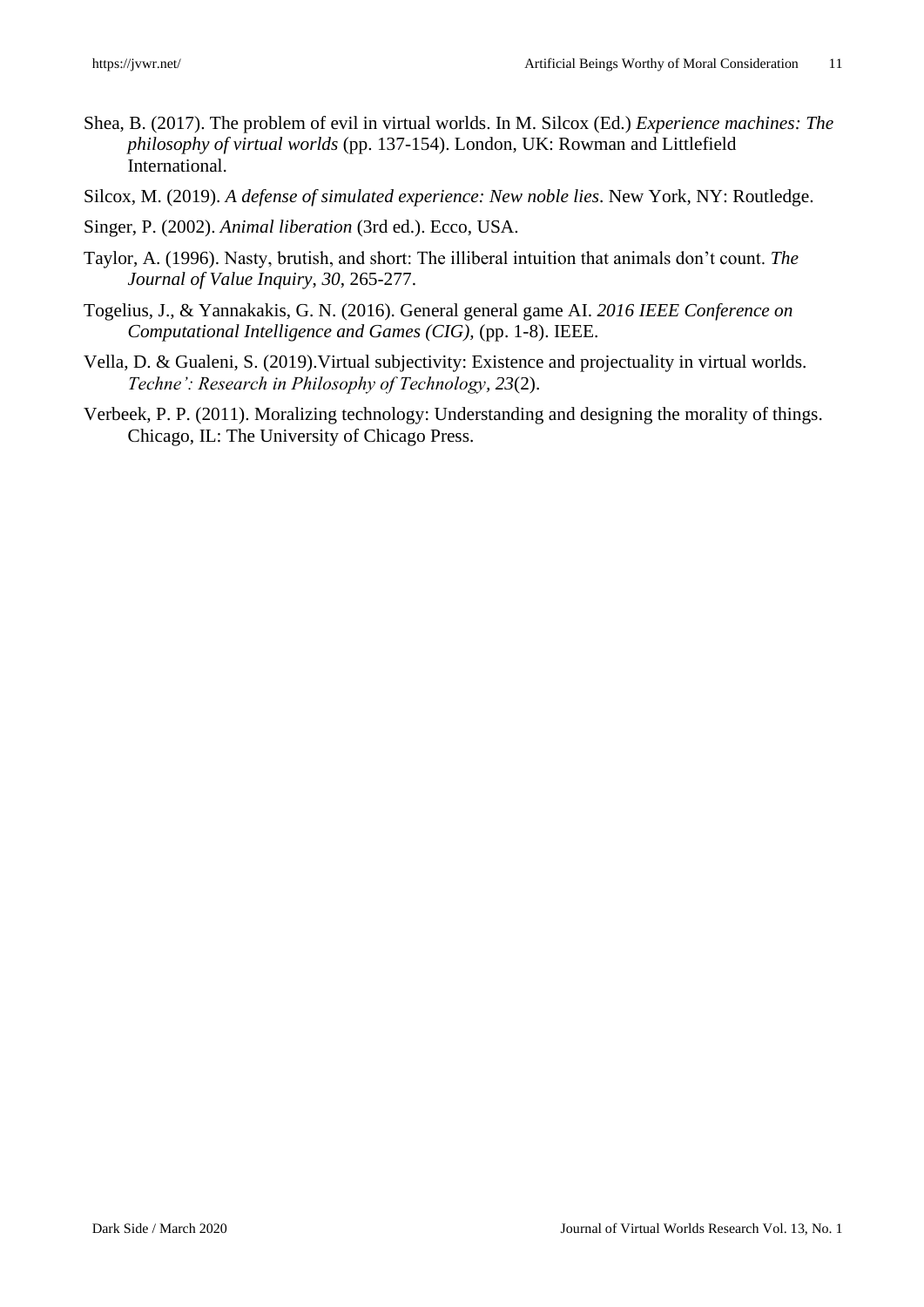Shea, B. (2017). The problem of evil in virtual worlds. In M. Silcox (Ed.) *Experience machines: The philosophy of virtual worlds* (pp. 137-154). London, UK: Rowman and Littlefield International.

Silcox, M. (2019). *A defense of simulated experience: New noble lies*. New York, NY: Routledge.

Singer, P. (2002). *Animal liberation* (3rd ed.). Ecco, USA.

Taylor, A. (1996). Nasty, brutish, and short: The illiberal intuition that animals don't count. *The Journal of Value Inquiry*, *30*, 265-277.

Togelius, J., & Yannakakis, G. N. (2016). General general game AI. *2016 IEEE Conference on Computational Intelligence and Games (CIG)*, (pp. 1-8). IEEE.

Vella, D. & Gualeni, S. (2019).Virtual subjectivity: Existence and projectuality in virtual worlds. *Techne': Research in Philosophy of Technology*, *23*(2).

Verbeek, P. P. (2011). Moralizing technology: Understanding and designing the morality of things. Chicago, IL: The University of Chicago Press.